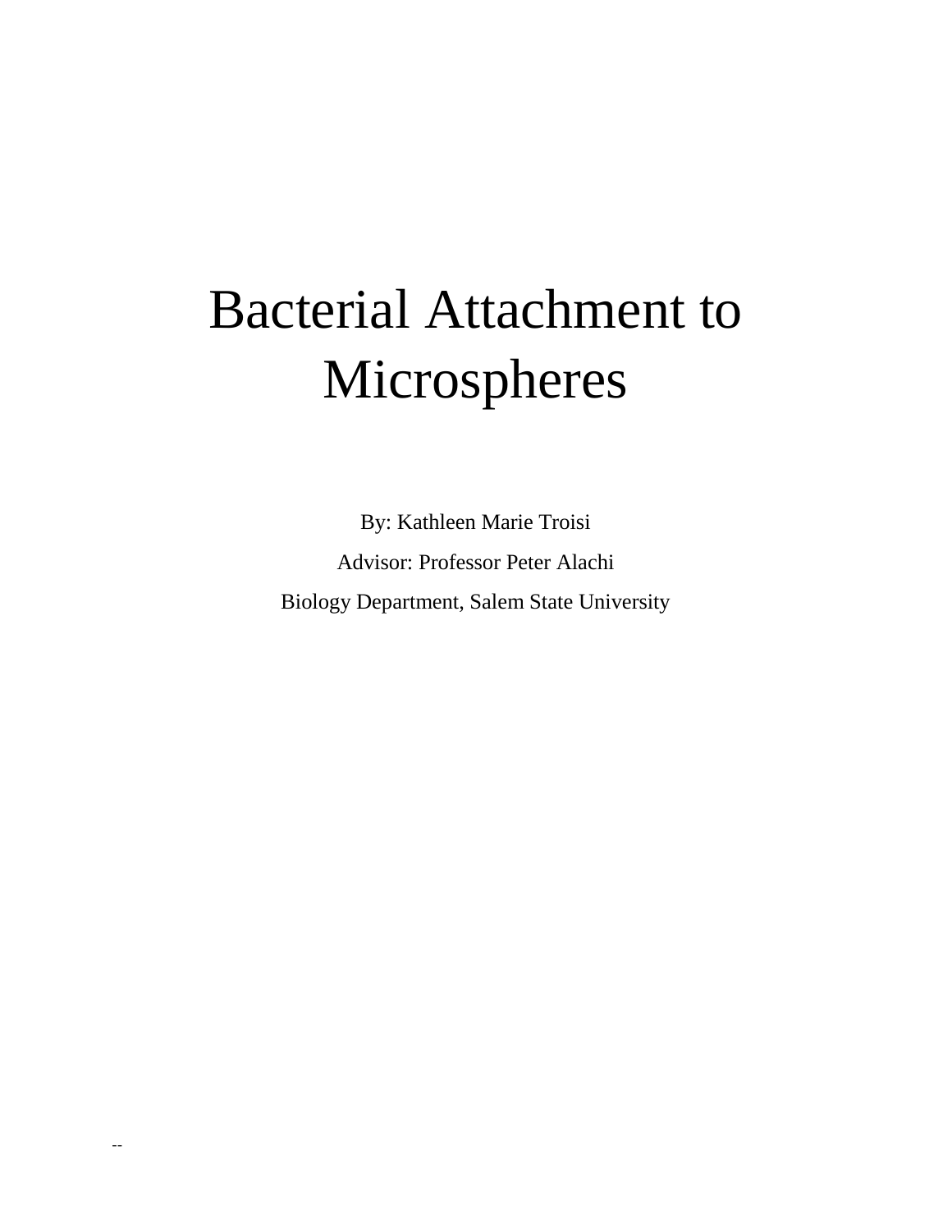# Bacterial Attachment to Microspheres

By: Kathleen Marie Troisi

Advisor: Professor Peter Alachi

Biology Department, Salem State University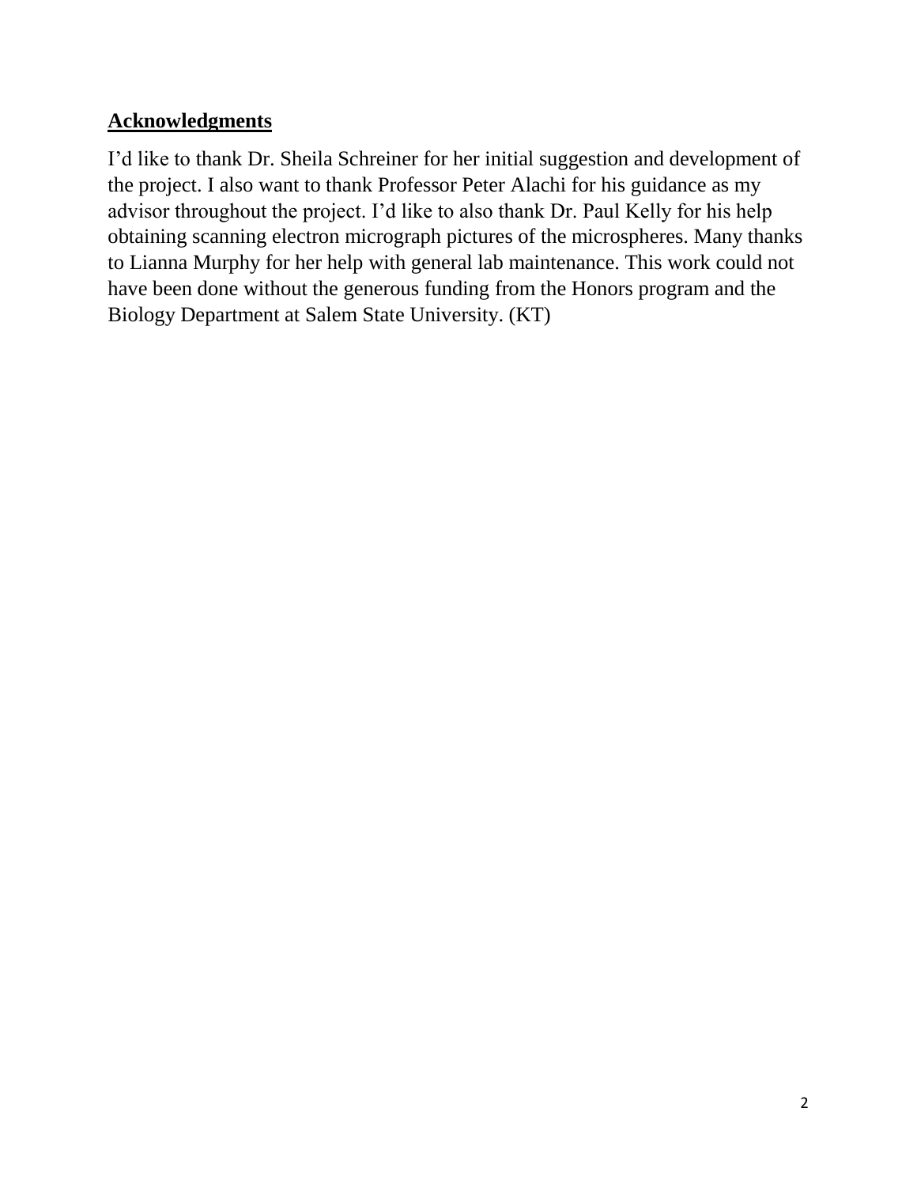## Acknowledgments

I'd like to thank Dr. Sheila Schreiner for her initial suggestion and development of the project. I also want to thank Professor Peter Alachi for his guidance as my advisor throughout the project. I'd like to also thank Dr. Paul Kelly for his help obtaining scanning electron micrograph pictures of the microspheres. Many thanks to Lianna Murphy for her help with general lab maintenance. This work could not have been done without the generous funding from the Honors program and the Biology Department at Salem State University. (KT)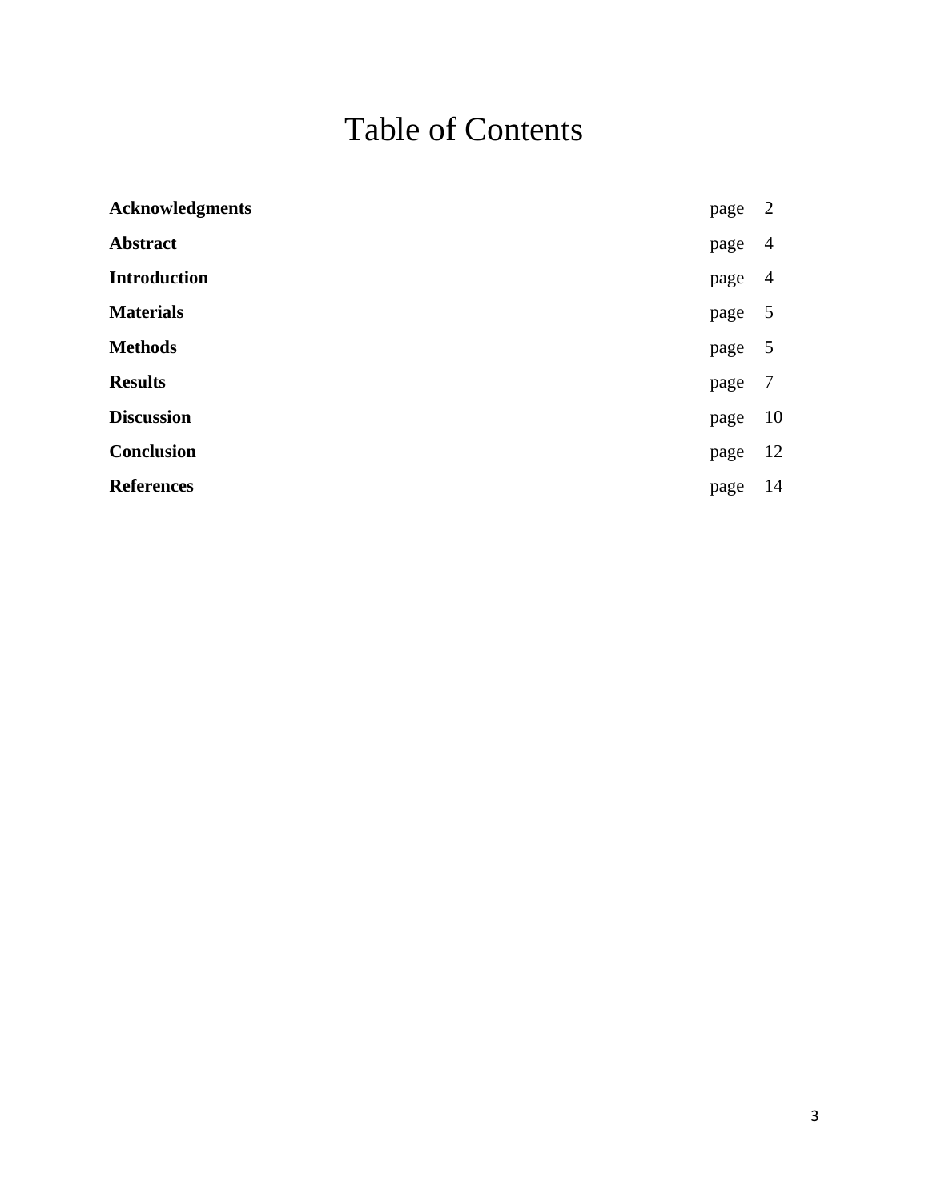# Table of Contents

| | | |
|---|---|---|
| **Acknowledgments** | page | 2 |
| **Abstract** | page | 4 |
| **Introduction** | page | 4 |
| **Materials** | page | 5 |
| **Methods** | page | 5 |
| **Results** | page | 7 |
| **Discussion** | page | 10 |
| **Conclusion** | page | 12 |
| **References** | page | 14 |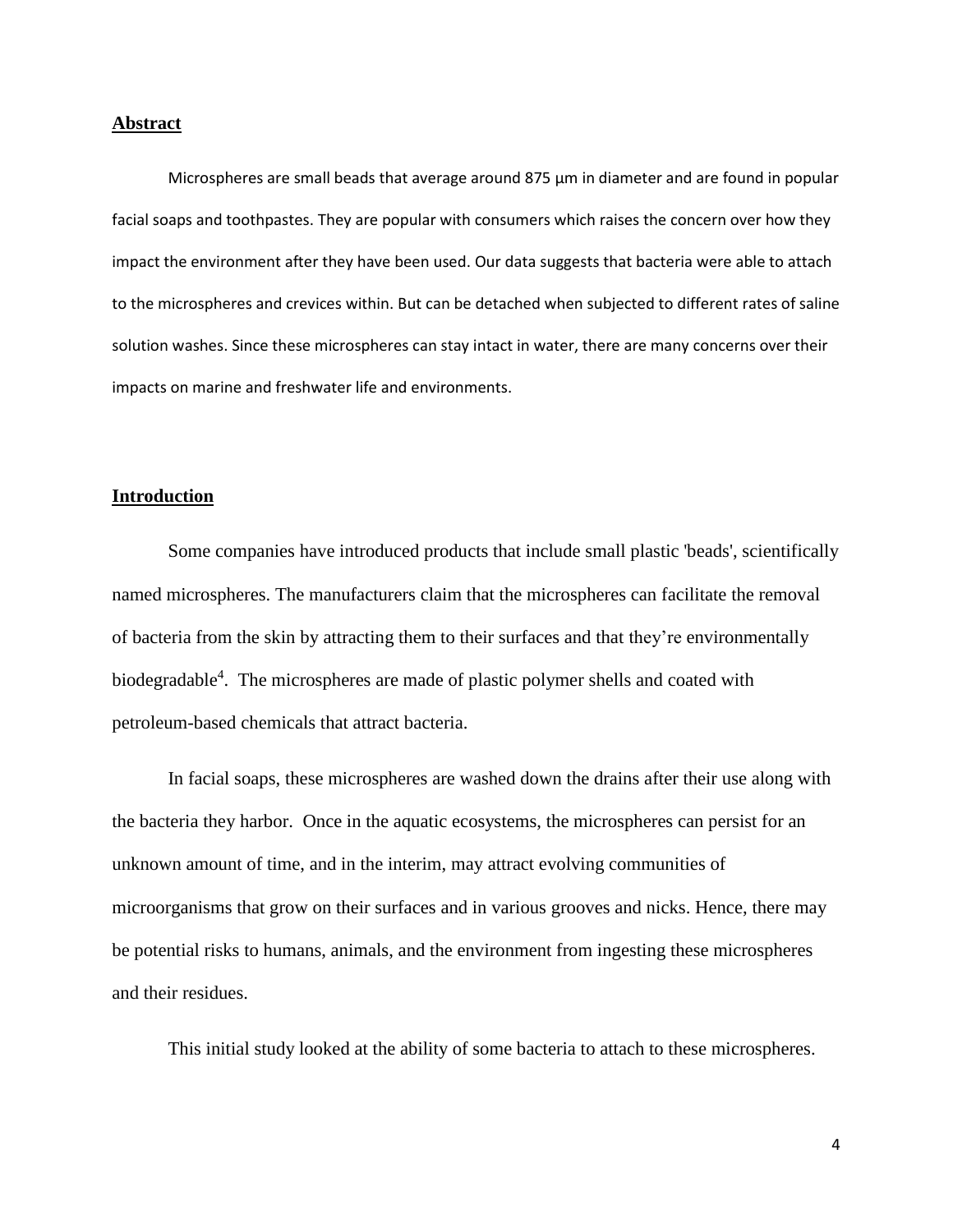## Abstract

Microspheres are small beads that average around 875 µm in diameter and are found in popular facial soaps and toothpastes. They are popular with consumers which raises the concern over how they impact the environment after they have been used. Our data suggests that bacteria were able to attach to the microspheres and crevices within. But can be detached when subjected to different rates of saline solution washes. Since these microspheres can stay intact in water, there are many concerns over their impacts on marine and freshwater life and environments.

## Introduction

Some companies have introduced products that include small plastic 'beads', scientifically named microspheres. The manufacturers claim that the microspheres can facilitate the removal of bacteria from the skin by attracting them to their surfaces and that they're environmentally biodegradable[4]. The microspheres are made of plastic polymer shells and coated with petroleum-based chemicals that attract bacteria.

In facial soaps, these microspheres are washed down the drains after their use along with the bacteria they harbor. Once in the aquatic ecosystems, the microspheres can persist for an unknown amount of time, and in the interim, may attract evolving communities of microorganisms that grow on their surfaces and in various grooves and nicks. Hence, there may be potential risks to humans, animals, and the environment from ingesting these microspheres and their residues.

This initial study looked at the ability of some bacteria to attach to these microspheres.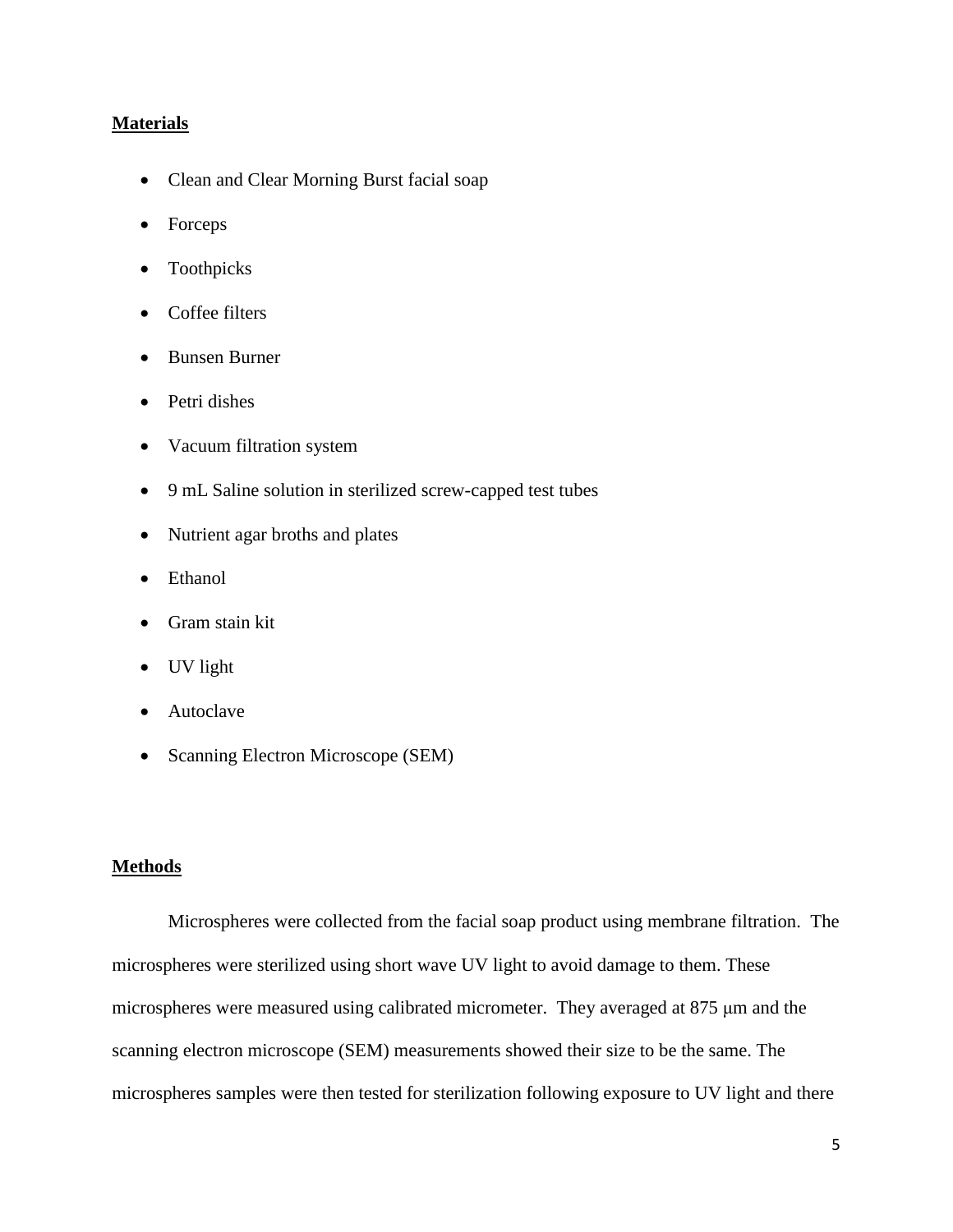## Materials

- Clean and Clear Morning Burst facial soap
- Forceps
- Toothpicks
- Coffee filters
- Bunsen Burner
- Petri dishes
- Vacuum filtration system
- 9 mL Saline solution in sterilized screw-capped test tubes
- Nutrient agar broths and plates
- Ethanol
- Gram stain kit
- UV light
- Autoclave
- Scanning Electron Microscope (SEM)

## Methods

Microspheres were collected from the facial soap product using membrane filtration. The microspheres were sterilized using short wave UV light to avoid damage to them. These microspheres were measured using calibrated micrometer. They averaged at 875 μm and the scanning electron microscope (SEM) measurements showed their size to be the same. The microspheres samples were then tested for sterilization following exposure to UV light and there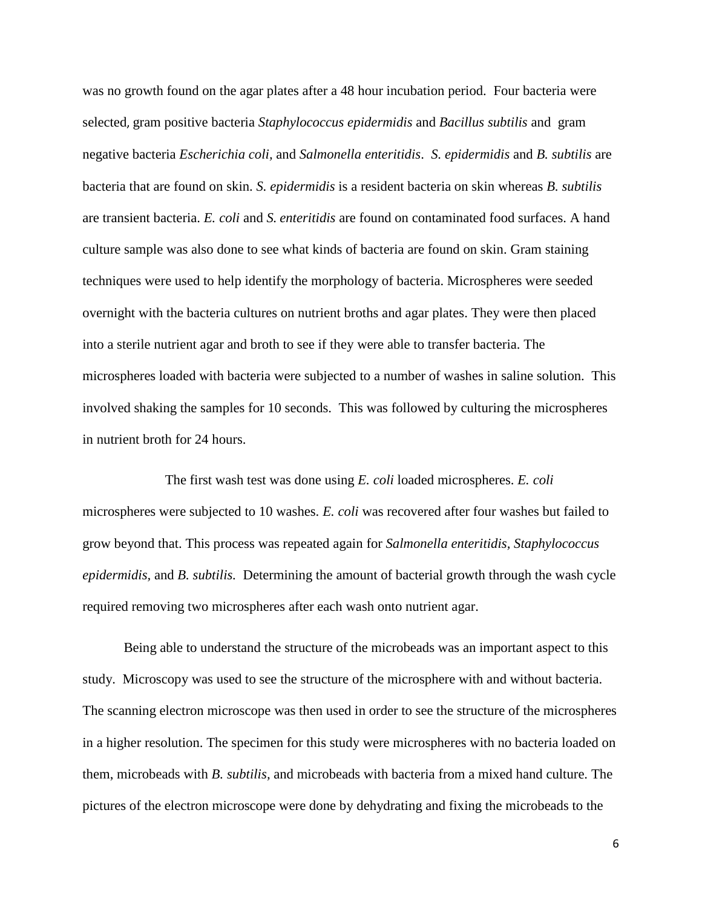was no growth found on the agar plates after a 48 hour incubation period. Four bacteria were selected, gram positive bacteria *Staphylococcus epidermidis* and *Bacillus subtilis* and gram negative bacteria *Escherichia coli,* and *Salmonella enteritidis*. *S. epidermidis* and *B. subtilis* are bacteria that are found on skin. *S. epidermidis* is a resident bacteria on skin whereas *B. subtilis* are transient bacteria. *E. coli* and *S. enteritidis* are found on contaminated food surfaces. A hand culture sample was also done to see what kinds of bacteria are found on skin. Gram staining techniques were used to help identify the morphology of bacteria. Microspheres were seeded overnight with the bacteria cultures on nutrient broths and agar plates. They were then placed into a sterile nutrient agar and broth to see if they were able to transfer bacteria. The microspheres loaded with bacteria were subjected to a number of washes in saline solution. This involved shaking the samples for 10 seconds. This was followed by culturing the microspheres in nutrient broth for 24 hours.

The first wash test was done using *E. coli* loaded microspheres. *E. coli* microspheres were subjected to 10 washes. *E. coli* was recovered after four washes but failed to grow beyond that. This process was repeated again for *Salmonella enteritidis, Staphylococcus epidermidis,* and *B. subtilis.* Determining the amount of bacterial growth through the wash cycle required removing two microspheres after each wash onto nutrient agar.

Being able to understand the structure of the microbeads was an important aspect to this study. Microscopy was used to see the structure of the microsphere with and without bacteria. The scanning electron microscope was then used in order to see the structure of the microspheres in a higher resolution. The specimen for this study were microspheres with no bacteria loaded on them, microbeads with *B. subtilis,* and microbeads with bacteria from a mixed hand culture. The pictures of the electron microscope were done by dehydrating and fixing the microbeads to the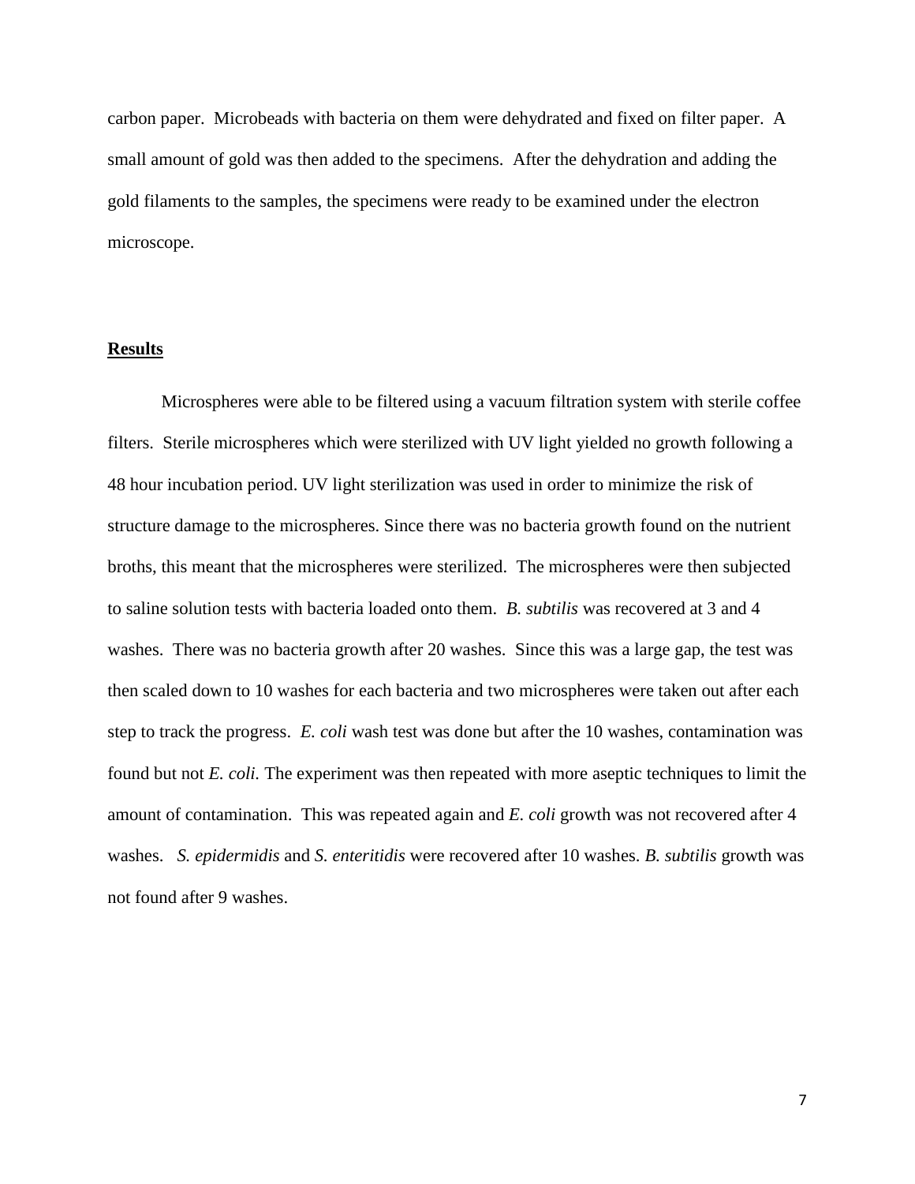carbon paper. Microbeads with bacteria on them were dehydrated and fixed on filter paper. A small amount of gold was then added to the specimens. After the dehydration and adding the gold filaments to the samples, the specimens were ready to be examined under the electron microscope.

## Results

Microspheres were able to be filtered using a vacuum filtration system with sterile coffee filters. Sterile microspheres which were sterilized with UV light yielded no growth following a 48 hour incubation period. UV light sterilization was used in order to minimize the risk of structure damage to the microspheres. Since there was no bacteria growth found on the nutrient broths, this meant that the microspheres were sterilized. The microspheres were then subjected to saline solution tests with bacteria loaded onto them. *B. subtilis* was recovered at 3 and 4 washes. There was no bacteria growth after 20 washes. Since this was a large gap, the test was then scaled down to 10 washes for each bacteria and two microspheres were taken out after each step to track the progress. *E. coli* wash test was done but after the 10 washes, contamination was found but not *E. coli.* The experiment was then repeated with more aseptic techniques to limit the amount of contamination. This was repeated again and *E. coli* growth was not recovered after 4 washes. *S. epidermidis* and *S. enteritidis* were recovered after 10 washes. *B. subtilis* growth was not found after 9 washes.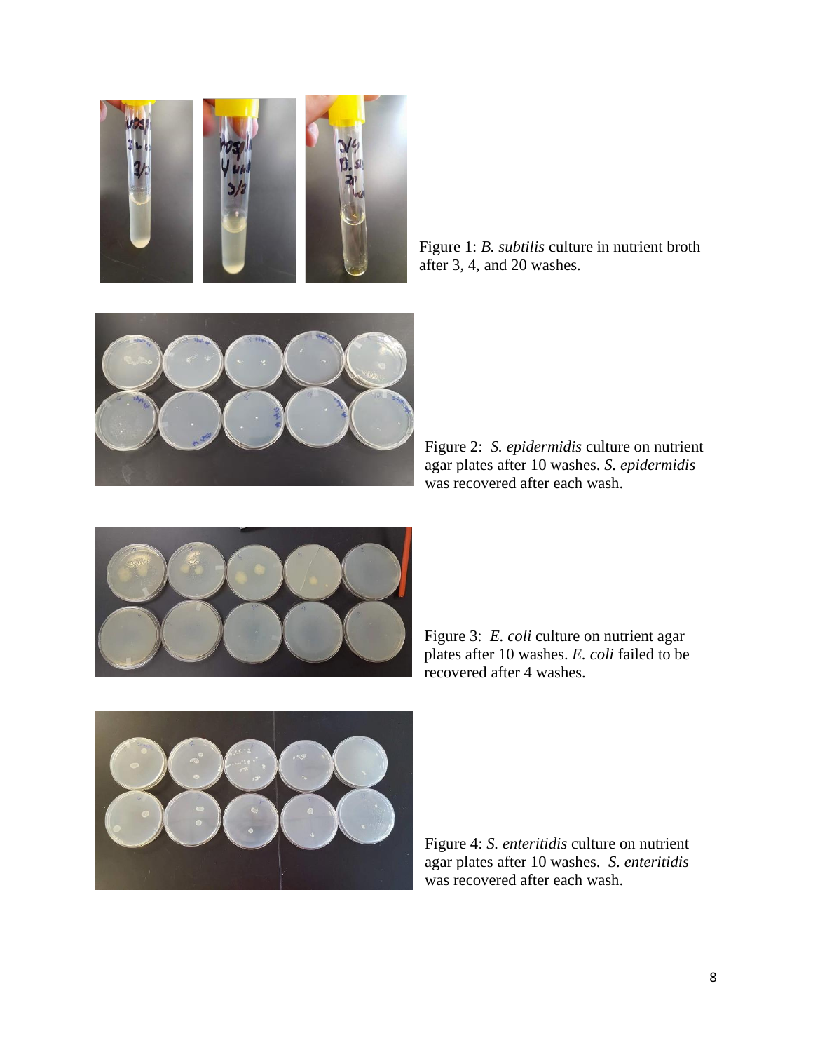Figure 1: *B. subtilis* culture in nutrient broth after 3, 4, and 20 washes.

Figure 2: *S. epidermidis* culture on nutrient agar plates after 10 washes. *S. epidermidis* was recovered after each wash.

Figure 3: *E. coli* culture on nutrient agar plates after 10 washes. *E. coli* failed to be recovered after 4 washes.

Figure 4: *S. enteritidis* culture on nutrient agar plates after 10 washes. *S. enteritidis* was recovered after each wash.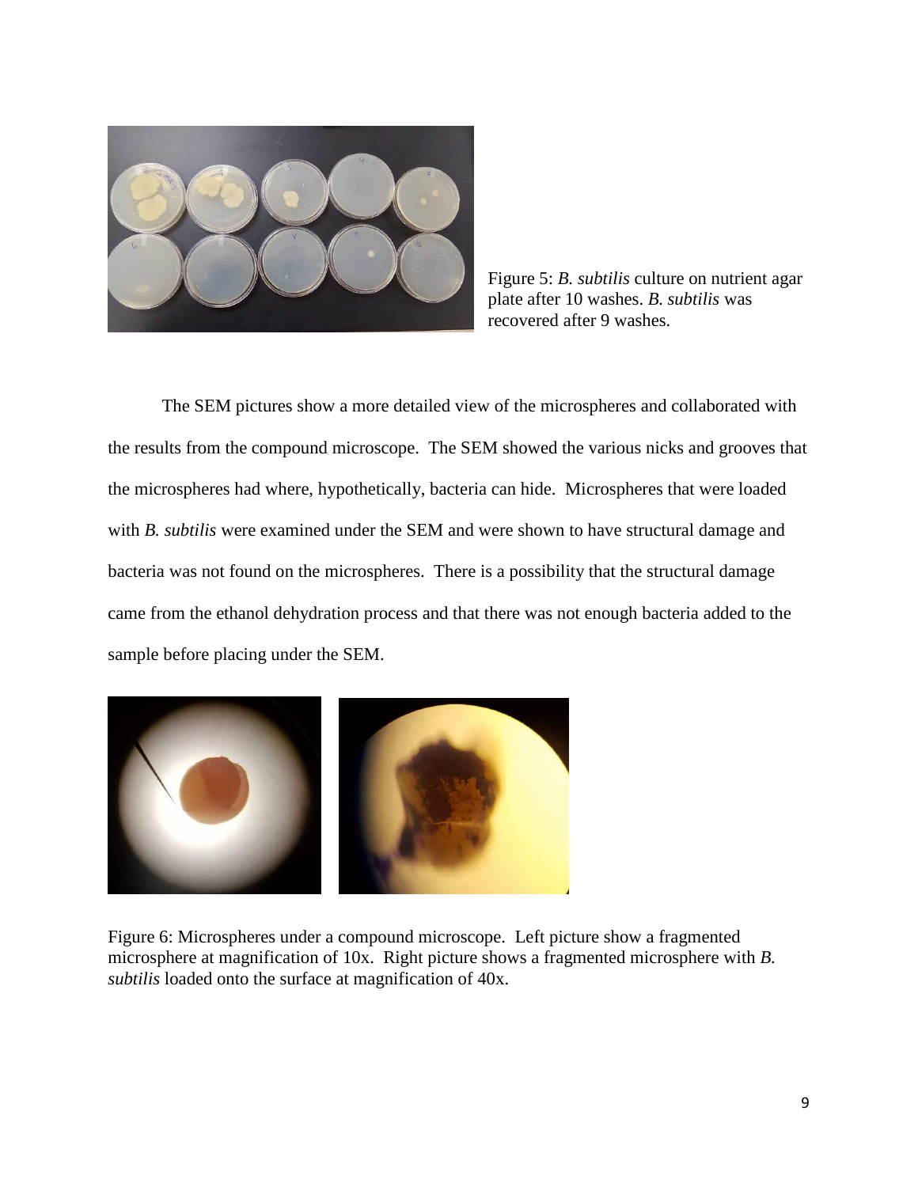Figure 5: *B. subtilis* culture on nutrient agar plate after 10 washes. *B. subtilis* was recovered after 9 washes.

The SEM pictures show a more detailed view of the microspheres and collaborated with the results from the compound microscope. The SEM showed the various nicks and grooves that the microspheres had where, hypothetically, bacteria can hide. Microspheres that were loaded with *B. subtilis* were examined under the SEM and were shown to have structural damage and bacteria was not found on the microspheres. There is a possibility that the structural damage came from the ethanol dehydration process and that there was not enough bacteria added to the sample before placing under the SEM.

Figure 6: Microspheres under a compound microscope. Left picture show a fragmented microsphere at magnification of 10x. Right picture shows a fragmented microsphere with *B. subtilis* loaded onto the surface at magnification of 40x.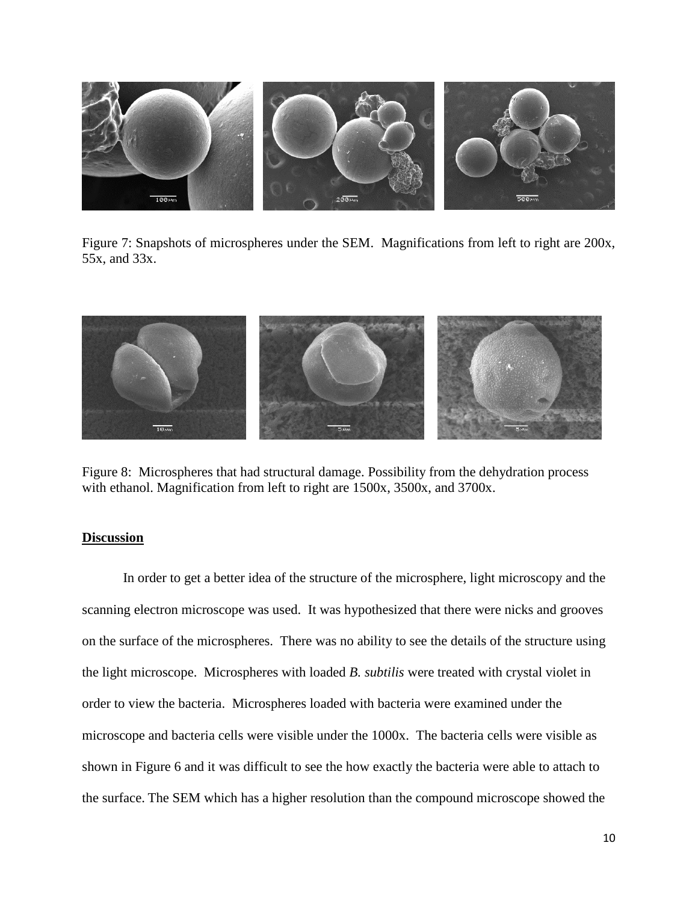Figure 7: Snapshots of microspheres under the SEM. Magnifications from left to right are 200x, 55x, and 33x.

Figure 8: Microspheres that had structural damage. Possibility from the dehydration process with ethanol. Magnification from left to right are 1500x, 3500x, and 3700x.

**Discussion**

In order to get a better idea of the structure of the microsphere, light microscopy and the scanning electron microscope was used. It was hypothesized that there were nicks and grooves on the surface of the microspheres. There was no ability to see the details of the structure using the light microscope. Microspheres with loaded *B. subtilis* were treated with crystal violet in order to view the bacteria. Microspheres loaded with bacteria were examined under the microscope and bacteria cells were visible under the 1000x. The bacteria cells were visible as shown in Figure 6 and it was difficult to see the how exactly the bacteria were able to attach to the surface. The SEM which has a higher resolution than the compound microscope showed the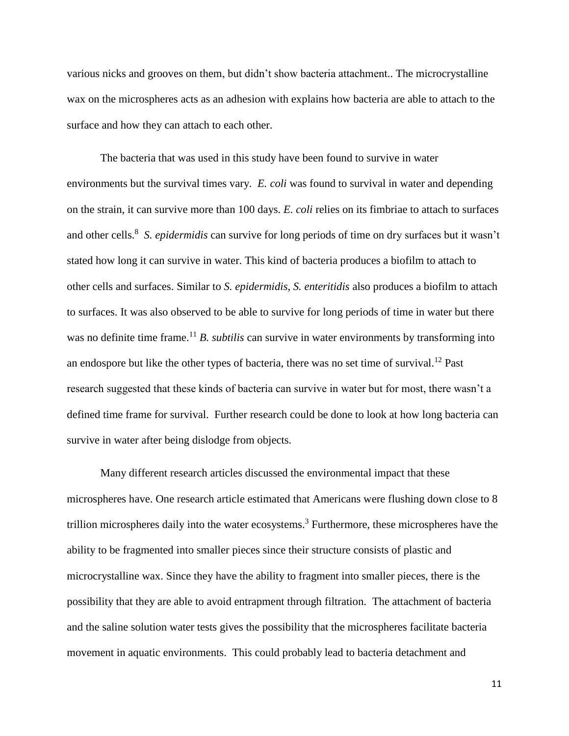various nicks and grooves on them, but didn't show bacteria attachment.. The microcrystalline wax on the microspheres acts as an adhesion with explains how bacteria are able to attach to the surface and how they can attach to each other.

The bacteria that was used in this study have been found to survive in water environments but the survival times vary. *E. coli* was found to survival in water and depending on the strain, it can survive more than 100 days. *E. coli* relies on its fimbriae to attach to surfaces and other cells.[8] *S. epidermidis* can survive for long periods of time on dry surfaces but it wasn't stated how long it can survive in water. This kind of bacteria produces a biofilm to attach to other cells and surfaces. Similar to *S. epidermidis*, *S. enteritidis* also produces a biofilm to attach to surfaces. It was also observed to be able to survive for long periods of time in water but there was no definite time frame.[11] *B. subtilis* can survive in water environments by transforming into an endospore but like the other types of bacteria, there was no set time of survival.[12] Past research suggested that these kinds of bacteria can survive in water but for most, there wasn't a defined time frame for survival. Further research could be done to look at how long bacteria can survive in water after being dislodge from objects.

Many different research articles discussed the environmental impact that these microspheres have. One research article estimated that Americans were flushing down close to 8 trillion microspheres daily into the water ecosystems.[3] Furthermore, these microspheres have the ability to be fragmented into smaller pieces since their structure consists of plastic and microcrystalline wax. Since they have the ability to fragment into smaller pieces, there is the possibility that they are able to avoid entrapment through filtration. The attachment of bacteria and the saline solution water tests gives the possibility that the microspheres facilitate bacteria movement in aquatic environments. This could probably lead to bacteria detachment and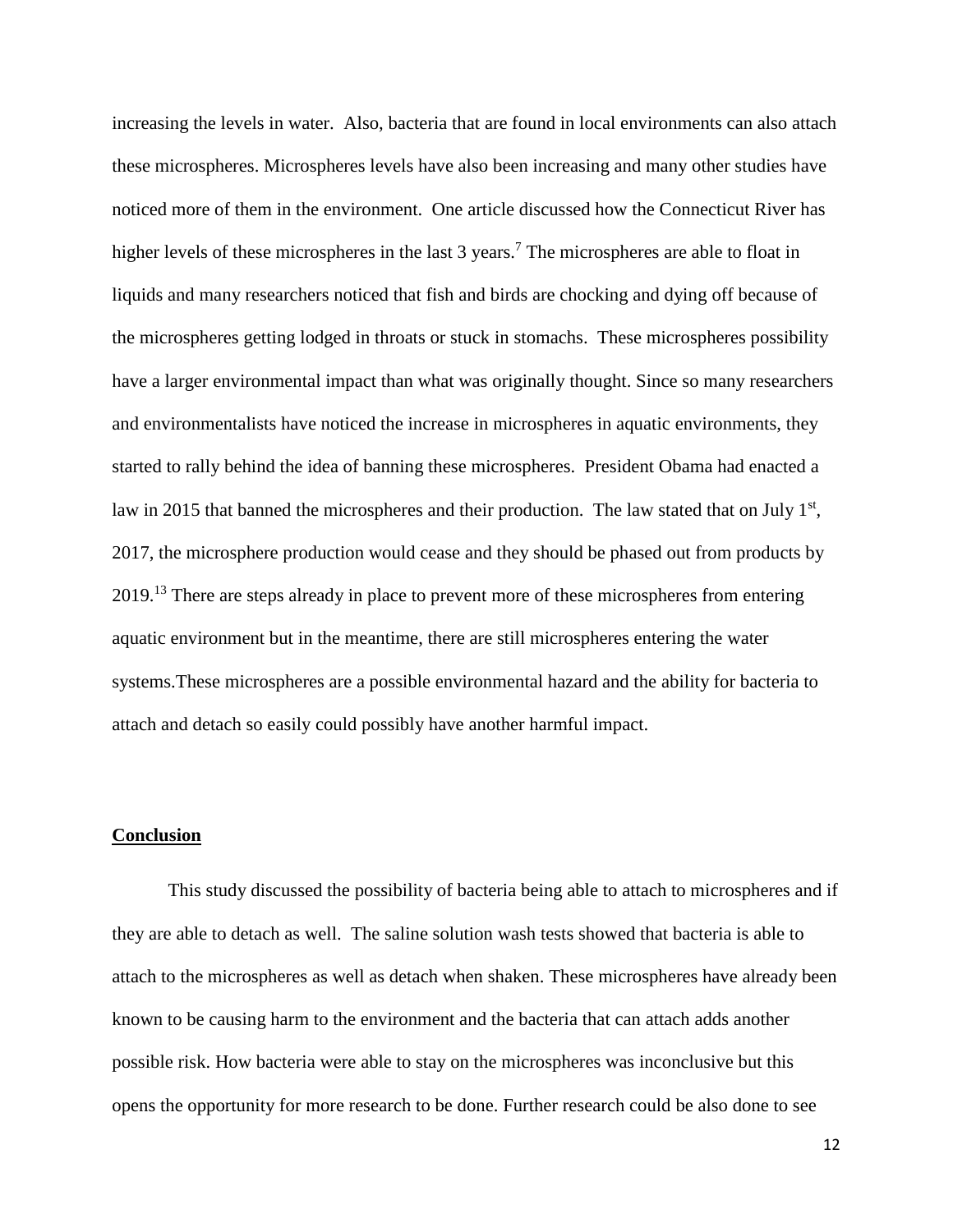increasing the levels in water. Also, bacteria that are found in local environments can also attach these microspheres. Microspheres levels have also been increasing and many other studies have noticed more of them in the environment. One article discussed how the Connecticut River has higher levels of these microspheres in the last 3 years.[7] The microspheres are able to float in liquids and many researchers noticed that fish and birds are chocking and dying off because of the microspheres getting lodged in throats or stuck in stomachs. These microspheres possibility have a larger environmental impact than what was originally thought. Since so many researchers and environmentalists have noticed the increase in microspheres in aquatic environments, they started to rally behind the idea of banning these microspheres. President Obama had enacted a law in 2015 that banned the microspheres and their production. The law stated that on July 1st, 2017, the microsphere production would cease and they should be phased out from products by 2019.[13] There are steps already in place to prevent more of these microspheres from entering aquatic environment but in the meantime, there are still microspheres entering the water systems.These microspheres are a possible environmental hazard and the ability for bacteria to attach and detach so easily could possibly have another harmful impact.

## Conclusion

This study discussed the possibility of bacteria being able to attach to microspheres and if they are able to detach as well. The saline solution wash tests showed that bacteria is able to attach to the microspheres as well as detach when shaken. These microspheres have already been known to be causing harm to the environment and the bacteria that can attach adds another possible risk. How bacteria were able to stay on the microspheres was inconclusive but this opens the opportunity for more research to be done. Further research could be also done to see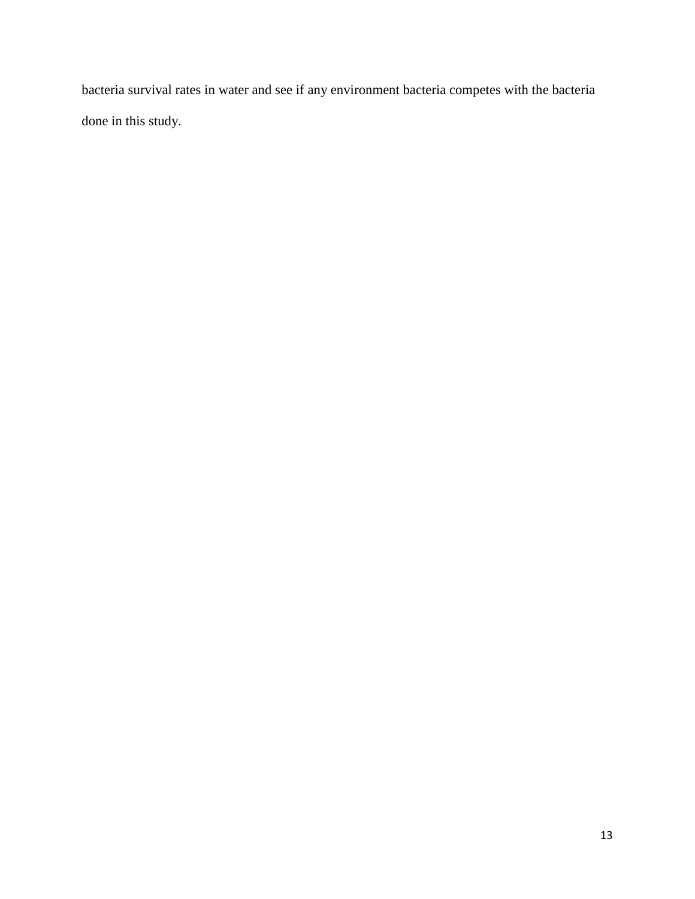bacteria survival rates in water and see if any environment bacteria competes with the bacteria done in this study.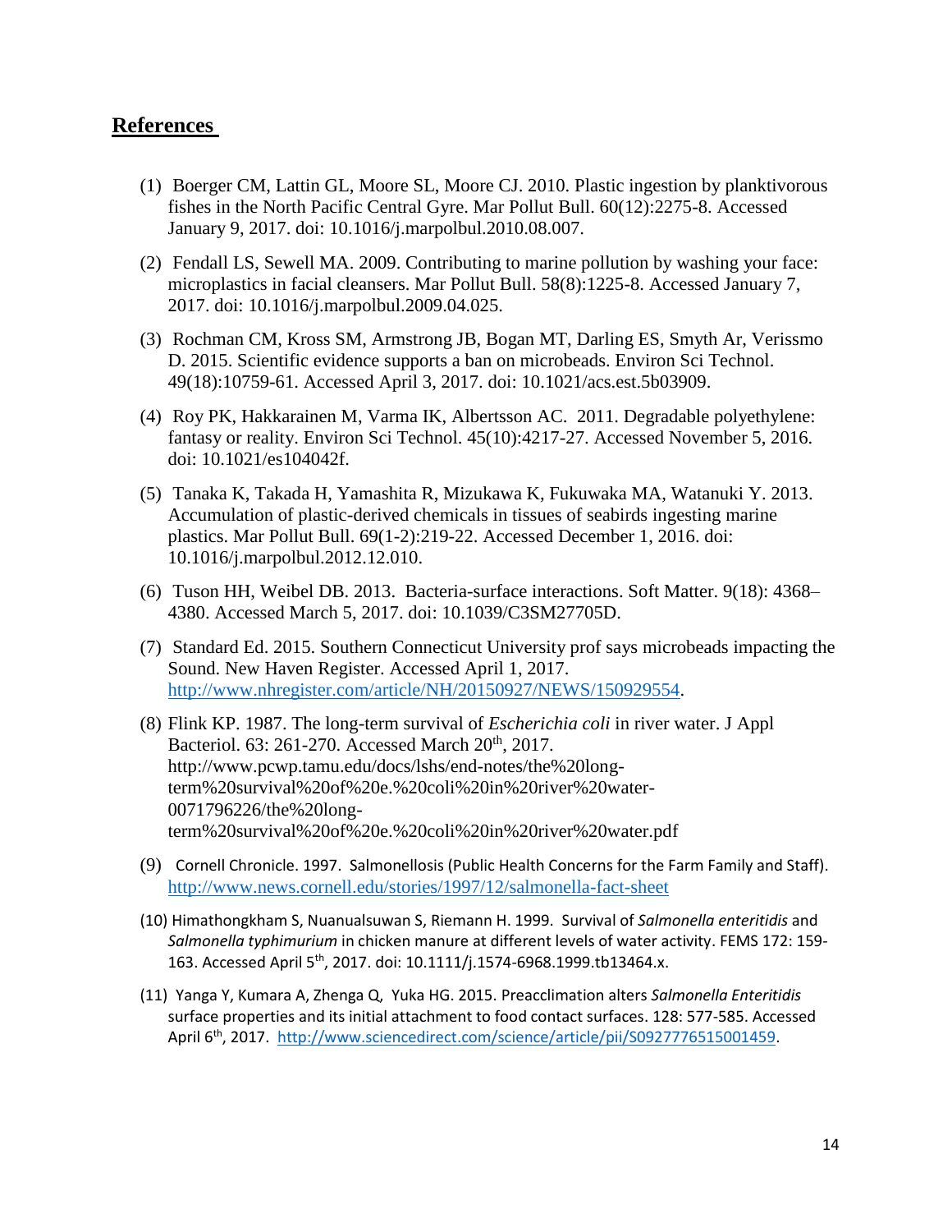# References

(1) Boerger CM, Lattin GL, Moore SL, Moore CJ. 2010. Plastic ingestion by planktivorous fishes in the North Pacific Central Gyre. Mar Pollut Bull. 60(12):2275-8. Accessed January 9, 2017. doi: 10.1016/j.marpolbul.2010.08.007.

(2) Fendall LS, Sewell MA. 2009. Contributing to marine pollution by washing your face: microplastics in facial cleansers. Mar Pollut Bull. 58(8):1225-8. Accessed January 7, 2017. doi: 10.1016/j.marpolbul.2009.04.025.

(3) Rochman CM, Kross SM, Armstrong JB, Bogan MT, Darling ES, Smyth Ar, Verissmo D. 2015. Scientific evidence supports a ban on microbeads. Environ Sci Technol. 49(18):10759-61. Accessed April 3, 2017. doi: 10.1021/acs.est.5b03909.

(4) Roy PK, Hakkarainen M, Varma IK, Albertsson AC. 2011. Degradable polyethylene: fantasy or reality. Environ Sci Technol. 45(10):4217-27. Accessed November 5, 2016. doi: 10.1021/es104042f.

(5) Tanaka K, Takada H, Yamashita R, Mizukawa K, Fukuwaka MA, Watanuki Y. 2013. Accumulation of plastic-derived chemicals in tissues of seabirds ingesting marine plastics. Mar Pollut Bull. 69(1-2):219-22. Accessed December 1, 2016. doi: 10.1016/j.marpolbul.2012.12.010.

(6) Tuson HH, Weibel DB. 2013. Bacteria-surface interactions. Soft Matter. 9(18): 4368–4380. Accessed March 5, 2017. doi: 10.1039/C3SM27705D.

(7) Standard Ed. 2015. Southern Connecticut University prof says microbeads impacting the Sound. New Haven Register. Accessed April 1, 2017. http://www.nhregister.com/article/NH/20150927/NEWS/150929554.

(8) Flink KP. 1987. The long-term survival of *Escherichia coli* in river water. J Appl Bacteriol. 63: 261-270. Accessed March 20th, 2017. http://www.pcwp.tamu.edu/docs/lshs/end-notes/the%20long-term%20survival%20of%20e.%20coli%20in%20river%20water-0071796226/the%20long-term%20survival%20of%20e.%20coli%20in%20river%20water.pdf

(9) Cornell Chronicle. 1997. Salmonellosis (Public Health Concerns for the Farm Family and Staff). http://www.news.cornell.edu/stories/1997/12/salmonella-fact-sheet

(10) Himathongkham S, Nuanualsuwan S, Riemann H. 1999. Survival of *Salmonella enteritidis* and *Salmonella typhimurium* in chicken manure at different levels of water activity. FEMS 172: 159-163. Accessed April 5th, 2017. doi: 10.1111/j.1574-6968.1999.tb13464.x.

(11) Yanga Y, Kumara A, Zhenga Q, Yuka HG. 2015. Preacclimation alters *Salmonella Enteritidis* surface properties and its initial attachment to food contact surfaces. 128: 577-585. Accessed April 6th, 2017. http://www.sciencedirect.com/science/article/pii/S0927776515001459.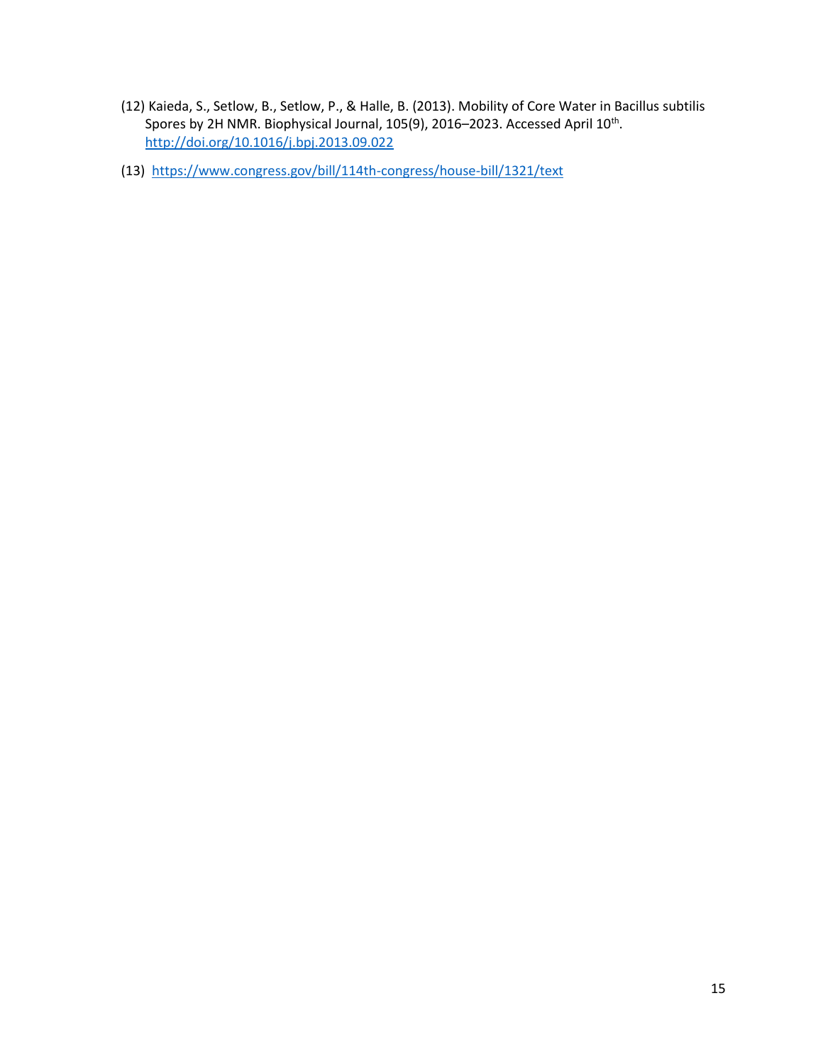(12) Kaieda, S., Setlow, B., Setlow, P., & Halle, B. (2013). Mobility of Core Water in Bacillus subtilis Spores by 2H NMR. Biophysical Journal, 105(9), 2016–2023. Accessed April 10th. http://doi.org/10.1016/j.bpj.2013.09.022

(13) https://www.congress.gov/bill/114th-congress/house-bill/1321/text